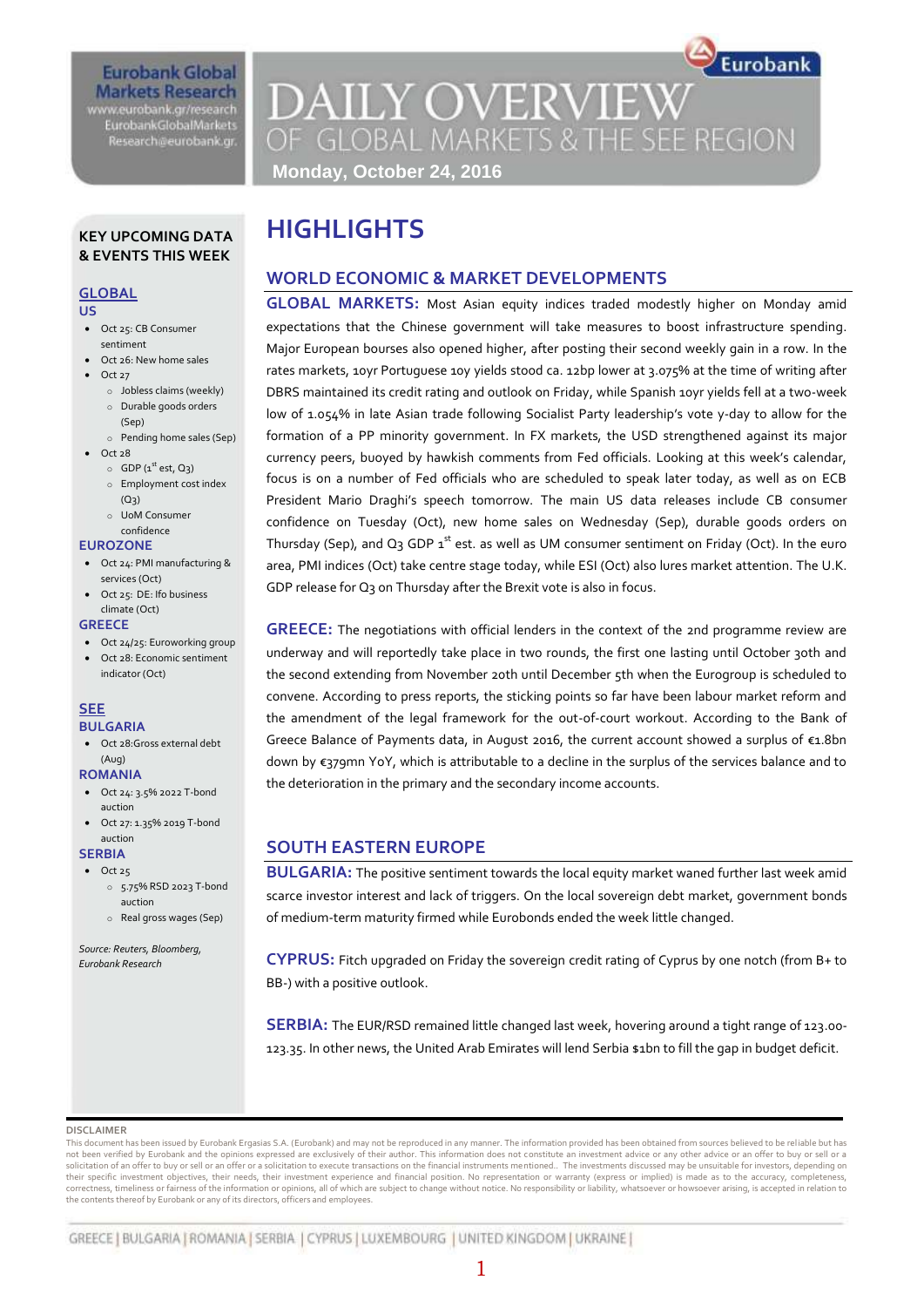Eurobank Global Markets Research
www.eurobank.gr/research
EurobankGlobalMarkets
Research@eurobank.gr

# DAILY OVERVIEW OF GLOBAL MARKETS & THE SEE REGION

**Monday, October 24, 2016**

## KEY UPCOMING DATA & EVENTS THIS WEEK

### GLOBAL

**US**

- Oct 25: CB Consumer sentiment
- Oct 26: New home sales
- Oct 27
  - Jobless claims (weekly)
  - Durable goods orders (Sep)
  - Pending home sales (Sep)
- Oct 28
  - GDP (1st est, Q3)
  - Employment cost index (Q3)
  - UoM Consumer confidence

**EUROZONE**

- Oct 24: PMI manufacturing & services (Oct)
- Oct 25: DE: Ifo business climate (Oct)

**GREECE**

- Oct 24/25: Euroworking group
- Oct 28: Economic sentiment indicator (Oct)

### SEE

**BULGARIA**

- Oct 28:Gross external debt (Aug)

**ROMANIA**

- Oct 24: 3.5% 2022 T-bond auction
- Oct 27: 1.35% 2019 T-bond auction

**SERBIA**

- Oct 25
  - 5.75% RSD 2023 T-bond auction
  - Real gross wages (Sep)

*Source: Reuters, Bloomberg, Eurobank Research*

# HIGHLIGHTS

## WORLD ECONOMIC & MARKET DEVELOPMENTS

**GLOBAL MARKETS:** Most Asian equity indices traded modestly higher on Monday amid expectations that the Chinese government will take measures to boost infrastructure spending. Major European bourses also opened higher, after posting their second weekly gain in a row. In the rates markets, 10yr Portuguese 10y yields stood ca. 12bp lower at 3.075% at the time of writing after DBRS maintained its credit rating and outlook on Friday, while Spanish 10yr yields fell at a two-week low of 1.054% in late Asian trade following Socialist Party leadership's vote y-day to allow for the formation of a PP minority government. In FX markets, the USD strengthened against its major currency peers, buoyed by hawkish comments from Fed officials. Looking at this week's calendar, focus is on a number of Fed officials who are scheduled to speak later today, as well as on ECB President Mario Draghi's speech tomorrow. The main US data releases include CB consumer confidence on Tuesday (Oct), new home sales on Wednesday (Sep), durable goods orders on Thursday (Sep), and Q3 GDP 1st est. as well as UM consumer sentiment on Friday (Oct). In the euro area, PMI indices (Oct) take centre stage today, while ESI (Oct) also lures market attention. The U.K. GDP release for Q3 on Thursday after the Brexit vote is also in focus.

**GREECE:** The negotiations with official lenders in the context of the 2nd programme review are underway and will reportedly take place in two rounds, the first one lasting until October 30th and the second extending from November 20th until December 5th when the Eurogroup is scheduled to convene. According to press reports, the sticking points so far have been labour market reform and the amendment of the legal framework for the out-of-court workout. According to the Bank of Greece Balance of Payments data, in August 2016, the current account showed a surplus of €1.8bn down by €379mn YoY, which is attributable to a decline in the surplus of the services balance and to the deterioration in the primary and the secondary income accounts.

## SOUTH EASTERN EUROPE

**BULGARIA:** The positive sentiment towards the local equity market waned further last week amid scarce investor interest and lack of triggers. On the local sovereign debt market, government bonds of medium-term maturity firmed while Eurobonds ended the week little changed.

**CYPRUS:** Fitch upgraded on Friday the sovereign credit rating of Cyprus by one notch (from B+ to BB-) with a positive outlook.

**SERBIA:** The EUR/RSD remained little changed last week, hovering around a tight range of 123.00-123.35. In other news, the United Arab Emirates will lend Serbia $1bn to fill the gap in budget deficit.

**DISCLAIMER**

This document has been issued by Eurobank Ergasias S.A. (Eurobank) and may not be reproduced in any manner. The information provided has been obtained from sources believed to be reliable but has not been verified by Eurobank and the opinions expressed are exclusively of their author. This information does not constitute an investment advice or any other advice or an offer to buy or sell or a solicitation of an offer to buy or sell or an offer or a solicitation to execute transactions on the financial instruments mentioned.. The investments discussed may be unsuitable for investors, depending on their specific investment objectives, their needs, their investment experience and financial position. No representation or warranty (express or implied) is made as to the accuracy, completeness, correctness, timeliness or fairness of the information or opinions, all of which are subject to change without notice. No responsibility or liability, whatsoever or howsoever arising, is accepted in relation to the contents thereof by Eurobank or any of its directors, officers and employees.

GREECE | BULGARIA | ROMANIA | SERBIA | CYPRUS | LUXEMBOURG | UNITED KINGDOM | UKRAINE |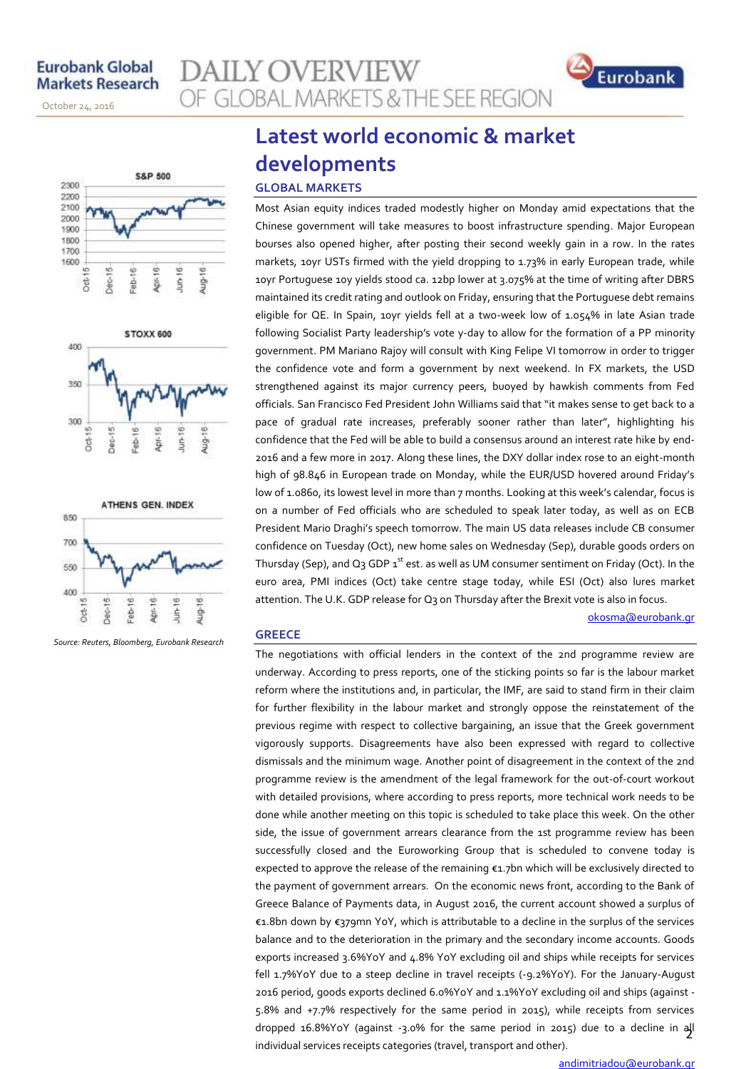# Latest world economic & market developments

## GLOBAL MARKETS

Most Asian equity indices traded modestly higher on Monday amid expectations that the Chinese government will take measures to boost infrastructure spending. Major European bourses also opened higher, after posting their second weekly gain in a row. In the rates markets, 10yr USTs firmed with the yield dropping to 1.73% in early European trade, while 10yr Portuguese 10y yields stood ca. 12bp lower at 3.075% at the time of writing after DBRS maintained its credit rating and outlook on Friday, ensuring that the Portuguese debt remains eligible for QE. In Spain, 10yr yields fell at a two-week low of 1.054% in late Asian trade following Socialist Party leadership's vote y-day to allow for the formation of a PP minority government. PM Mariano Rajoy will consult with King Felipe VI tomorrow in order to trigger the confidence vote and form a government by next weekend. In FX markets, the USD strengthened against its major currency peers, buoyed by hawkish comments from Fed officials. San Francisco Fed President John Williams said that "it makes sense to get back to a pace of gradual rate increases, preferably sooner rather than later", highlighting his confidence that the Fed will be able to build a consensus around an interest rate hike by end-2016 and a few more in 2017. Along these lines, the DXY dollar index rose to an eight-month high of 98.846 in European trade on Monday, while the EUR/USD hovered around Friday's low of 1.0860, its lowest level in more than 7 months. Looking at this week's calendar, focus is on a number of Fed officials who are scheduled to speak later today, as well as on ECB President Mario Draghi's speech tomorrow. The main US data releases include CB consumer confidence on Tuesday (Oct), new home sales on Wednesday (Sep), durable goods orders on Thursday (Sep), and Q3 GDP 1st est. as well as UM consumer sentiment on Friday (Oct). In the euro area, PMI indices (Oct) take centre stage today, while ESI (Oct) also lures market attention. The U.K. GDP release for Q3 on Thursday after the Brexit vote is also in focus.

okosma@eurobank.gr

## GREECE

The negotiations with official lenders in the context of the 2nd programme review are underway. According to press reports, one of the sticking points so far is the labour market reform where the institutions and, in particular, the IMF, are said to stand firm in their claim for further flexibility in the labour market and strongly oppose the reinstatement of the previous regime with respect to collective bargaining, an issue that the Greek government vigorously supports. Disagreements have also been expressed with regard to collective dismissals and the minimum wage. Another point of disagreement in the context of the 2nd programme review is the amendment of the legal framework for the out-of-court workout with detailed provisions, where according to press reports, more technical work needs to be done while another meeting on this topic is scheduled to take place this week. On the other side, the issue of government arrears clearance from the 1st programme review has been successfully closed and the Euroworking Group that is scheduled to convene today is expected to approve the release of the remaining €1.7bn which will be exclusively directed to the payment of government arrears. On the economic news front, according to the Bank of Greece Balance of Payments data, in August 2016, the current account showed a surplus of €1.8bn down by €379mn YoY, which is attributable to a decline in the surplus of the services balance and to the deterioration in the primary and the secondary income accounts. Goods exports increased 3.6%YoY and 4.8% YoY excluding oil and ships while receipts for services fell 1.7%YoY due to a steep decline in travel receipts (-9.2%YoY). For the January-August 2016 period, goods exports declined 6.0%YoY and 1.1%YoY excluding oil and ships (against -5.8% and +7.7% respectively for the same period in 2015), while receipts from services dropped 16.8%YoY (against -3.0% for the same period in 2015) due to a decline in all individual services receipts categories (travel, transport and other).

andimitriadou@eurobank.gr

*Source: Reuters, Bloomberg, Eurobank Research*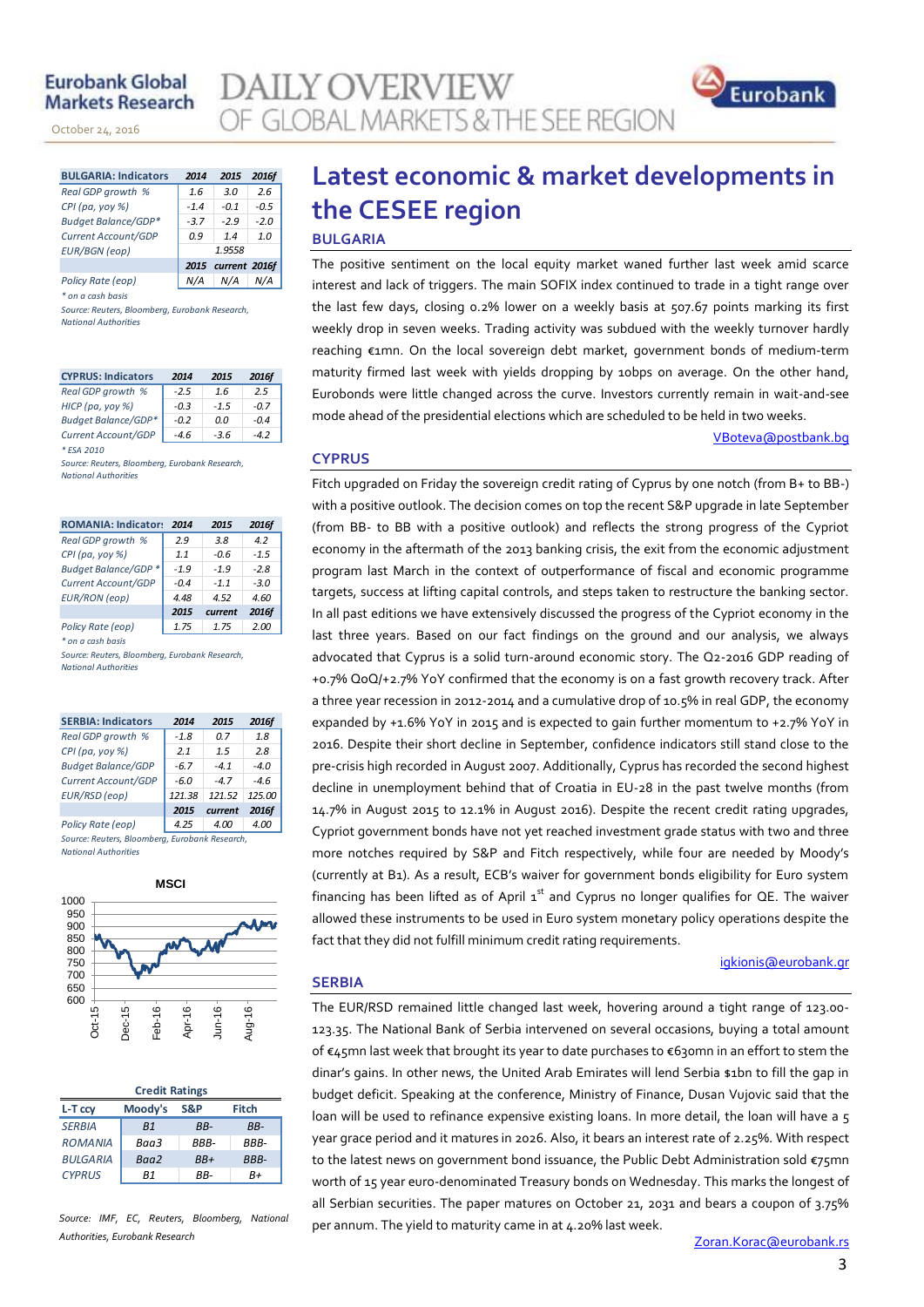# Latest economic & market developments in the CESEE region

## BULGARIA

The positive sentiment on the local equity market waned further last week amid scarce interest and lack of triggers. The main SOFIX index continued to trade in a tight range over the last few days, closing 0.2% lower on a weekly basis at 507.67 points marking its first weekly drop in seven weeks. Trading activity was subdued with the weekly turnover hardly reaching €1mn. On the local sovereign debt market, government bonds of medium-term maturity firmed last week with yields dropping by 10bps on average. On the other hand, Eurobonds were little changed across the curve. Investors currently remain in wait-and-see mode ahead of the presidential elections which are scheduled to be held in two weeks.

VBoteva@postbank.bg

## CYPRUS

Fitch upgraded on Friday the sovereign credit rating of Cyprus by one notch (from B+ to BB-) with a positive outlook. The decision comes on top the recent S&P upgrade in late September (from BB- to BB with a positive outlook) and reflects the strong progress of the Cypriot economy in the aftermath of the 2013 banking crisis, the exit from the economic adjustment program last March in the context of outperformance of fiscal and economic programme targets, success at lifting capital controls, and steps taken to restructure the banking sector. In all past editions we have extensively discussed the progress of the Cypriot economy in the last three years. Based on our fact findings on the ground and our analysis, we always advocated that Cyprus is a solid turn-around economic story. The Q2-2016 GDP reading of +0.7% QoQ/+2.7% YoY confirmed that the economy is on a fast growth recovery track. After a three year recession in 2012-2014 and a cumulative drop of 10.5% in real GDP, the economy expanded by +1.6% YoY in 2015 and is expected to gain further momentum to +2.7% YoY in 2016. Despite their short decline in September, confidence indicators still stand close to the pre-crisis high recorded in August 2007. Additionally, Cyprus has recorded the second highest decline in unemployment behind that of Croatia in EU-28 in the past twelve months (from 14.7% in August 2015 to 12.1% in August 2016). Despite the recent credit rating upgrades, Cypriot government bonds have not yet reached investment grade status with two and three more notches required by S&P and Fitch respectively, while four are needed by Moody's (currently at B1). As a result, ECB's waiver for government bonds eligibility for Euro system financing has been lifted as of April 1st and Cyprus no longer qualifies for QE. The waiver allowed these instruments to be used in Euro system monetary policy operations despite the fact that they did not fulfill minimum credit rating requirements.

igkionis@eurobank.gr

## SERBIA

The EUR/RSD remained little changed last week, hovering around a tight range of 123.00-123.35. The National Bank of Serbia intervened on several occasions, buying a total amount of €45mn last week that brought its year to date purchases to €630mn in an effort to stem the dinar's gains. In other news, the United Arab Emirates will lend Serbia $1bn to fill the gap in budget deficit. Speaking at the conference, Ministry of Finance, Dusan Vujovic said that the loan will be used to refinance expensive existing loans. In more detail, the loan will have a 5 year grace period and it matures in 2026. Also, it bears an interest rate of 2.25%. With respect to the latest news on government bond issuance, the Public Debt Administration sold €75mn worth of 15 year euro-denominated Treasury bonds on Wednesday. This marks the longest of all Serbian securities. The paper matures on October 21, 2031 and bears a coupon of 3.75% per annum. The yield to maturity came in at 4.20% last week.

Zoran.Korac@eurobank.rs

| BULGARIA: Indicators | 2014 | 2015 | 2016f |
|---|---|---|---|
| Real GDP growth % | 1.6 | 3.0 | 2.6 |
| CPI (pa, yoy %) | -1.4 | -0.1 | -0.5 |
| Budget Balance/GDP* | -3.7 | -2.9 | -2.0 |
| Current Account/GDP | 0.9 | 1.4 | 1.0 |
| EUR/BGN (eop) | | 1.9558 | |
| | 2015 | current | 2016f |
| Policy Rate (eop) | N/A | N/A | N/A |

\* on a cash basis

Source: Reuters, Bloomberg, Eurobank Research, National Authorities

| CYPRUS: Indicators | 2014 | 2015 | 2016f |
|---|---|---|---|
| Real GDP growth % | -2.5 | 1.6 | 2.5 |
| HICP (pa, yoy %) | -0.3 | -1.5 | -0.7 |
| Budget Balance/GDP* | -0.2 | 0.0 | -0.4 |
| Current Account/GDP | -4.6 | -3.6 | -4.2 |

\* ESA 2010

Source: Reuters, Bloomberg, Eurobank Research, National Authorities

| ROMANIA: Indicators | 2014 | 2015 | 2016f |
|---|---|---|---|
| Real GDP growth % | 2.9 | 3.8 | 4.2 |
| CPI (pa, yoy %) | 1.1 | -0.6 | -1.5 |
| Budget Balance/GDP * | -1.9 | -1.9 | -2.8 |
| Current Account/GDP | -0.4 | -1.1 | -3.0 |
| EUR/RON (eop) | 4.48 | 4.52 | 4.60 |
| | 2015 | current | 2016f |
| Policy Rate (eop) | 1.75 | 1.75 | 2.00 |

\* on a cash basis

Source: Reuters, Bloomberg, Eurobank Research, National Authorities

| SERBIA: Indicators | 2014 | 2015 | 2016f |
|---|---|---|---|
| Real GDP growth % | -1.8 | 0.7 | 1.8 |
| CPI (pa, yoy %) | 2.1 | 1.5 | 2.8 |
| Budget Balance/GDP | -6.7 | -4.1 | -4.0 |
| Current Account/GDP | -6.0 | -4.7 | -4.6 |
| EUR/RSD (eop) | 121.38 | 121.52 | 125.00 |
| | 2015 | current | 2016f |
| Policy Rate (eop) | 4.25 | 4.00 | 4.00 |

Source: Reuters, Bloomberg, Eurobank Research, National Authorities

MSCI

| Credit Ratings | | | |
|---|---|---|---|
| L-T ccy | Moody's | S&P | Fitch |
| SERBIA | B1 | BB- | BB- |
| ROMANIA | Baa3 | BBB- | BBB- |
| BULGARIA | Baa2 | BB+ | BBB- |
| CYPRUS | B1 | BB- | B+ |

Source: IMF, EC, Reuters, Bloomberg, National Authorities, Eurobank Research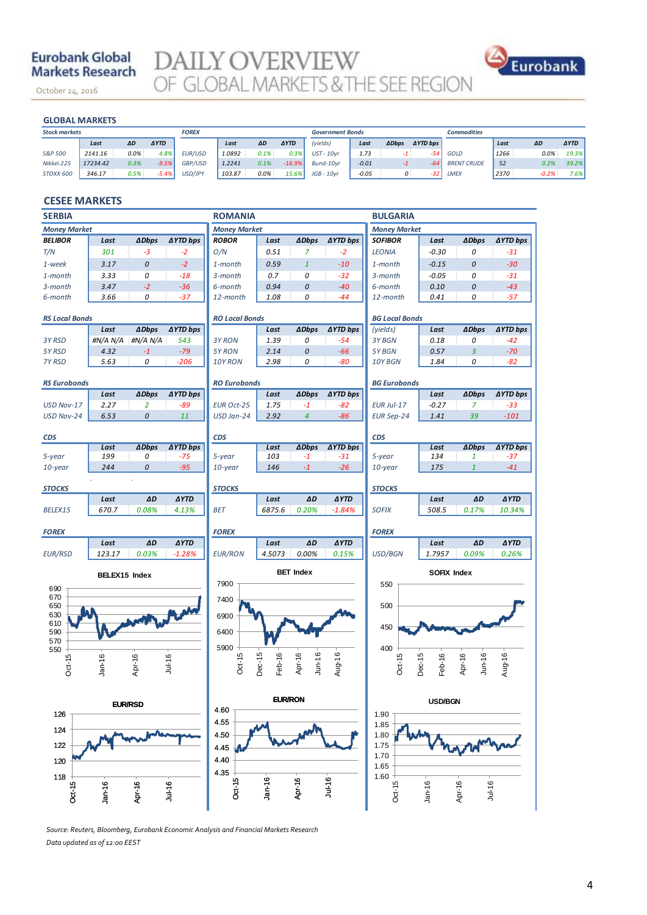Eurobank Global Markets Research

October 24, 2016

# DAILY OVERVIEW OF GLOBAL MARKETS & THE SEE REGION

## GLOBAL MARKETS

| Stock markets | Last | ΔD | ΔYTD | FOREX | Last | ΔD | ΔYTD | Government Bonds (yields) | Last | ΔDbps | ΔYTD bps | Commodities | Last | ΔD | ΔYTD |
|---|---|---|---|---|---|---|---|---|---|---|---|---|---|---|---|
| S&P 500 | 2141.16 | 0.0% | 4.8% | EUR/USD | 1.0892 | 0.1% | 0.3% | UST - 10yr | 1.73 | -1 | -54 | GOLD | 1266 | 0.0% | 19.3% |
| Nikkei 225 | 17234.42 | 0.3% | -9.5% | GBP/USD | 1.2241 | 0.1% | -16.9% | Bund-10yr | -0.01 | -1 | -64 | BRENT CRUDE | 52 | 0.2% | 39.2% |
| STOXX 600 | 346.17 | 0.5% | -5.4% | USD/JPY | 103.87 | 0.0% | 15.6% | JGB - 10yr | -0.05 | 0 | -32 | LMEX | 2370 | -0.2% | 7.6% |

## CESEE MARKETS

### SERBIA

**Money Market**

| BELIBOR | Last | ΔDbps | ΔYTD bps |
|---|---|---|---|
| T/N | 301 | -3 | -2 |
| 1-week | 3.17 | 0 | -2 |
| 1-month | 3.33 | 0 | -18 |
| 3-month | 3.47 | -2 | -36 |
| 6-month | 3.66 | 0 | -37 |

**RS Local Bonds**

| | Last | ΔDbps | ΔYTD bps |
|---|---|---|---|
| 3Y RSD | #N/A N/A | #N/A N/A | 543 |
| 5Y RSD | 4.32 | -1 | -79 |
| 7Y RSD | 5.63 | 0 | -206 |

**RS Eurobonds**

| | Last | ΔDbps | ΔYTD bps |
|---|---|---|---|
| USD Nov-17 | 2.27 | 2 | -89 |
| USD Nov-24 | 6.53 | 0 | 11 |

**CDS**

| | Last | ΔDbps | ΔYTD bps |
|---|---|---|---|
| 5-year | 199 | 0 | -75 |
| 10-year | 244 | 0 | -95 |

**STOCKS**

| | Last | ΔD | ΔYTD |
|---|---|---|---|
| BELEX15 | 670.7 | 0.08% | 4.13% |

**FOREX**

| | Last | ΔD | ΔYTD |
|---|---|---|---|
| EUR/RSD | 123.17 | 0.03% | -1.28% |

### ROMANIA

**Money Market**

| ROBOR | Last | ΔDbps | ΔYTD bps |
|---|---|---|---|
| O/N | 0.51 | 7 | -2 |
| 1-month | 0.59 | 1 | -10 |
| 3-month | 0.7 | 0 | -32 |
| 6-month | 0.94 | 0 | -40 |
| 12-month | 1.08 | 0 | -44 |

**RO Local Bonds**

| | Last | ΔDbps | ΔYTD bps |
|---|---|---|---|
| 3Y RON | 1.39 | 0 | -54 |
| 5Y RON | 2.14 | 0 | -66 |
| 10Y RON | 2.98 | 0 | -80 |

**RO Eurobonds**

| | Last | ΔDbps | ΔYTD bps |
|---|---|---|---|
| EUR Oct-25 | 1.75 | -1 | -82 |
| USD Jan-24 | 2.92 | 4 | -86 |

**CDS**

| | Last | ΔDbps | ΔYTD bps |
|---|---|---|---|
| 5-year | 103 | -1 | -31 |
| 10-year | 146 | -1 | -26 |

**STOCKS**

| | Last | ΔD | ΔYTD |
|---|---|---|---|
| BET | 6875.6 | 0.20% | -1.84% |

**FOREX**

| | Last | ΔD | ΔYTD |
|---|---|---|---|
| EUR/RON | 4.5073 | 0.00% | 0.15% |

### BULGARIA

**Money Market**

| SOFIBOR | Last | ΔDbps | ΔYTD bps |
|---|---|---|---|
| LEONIA | -0.30 | 0 | -31 |
| 1-month | -0.15 | 0 | -30 |
| 3-month | -0.05 | 0 | -31 |
| 6-month | 0.10 | 0 | -43 |
| 12-month | 0.41 | 0 | -57 |

**BG Local Bonds**

| (yields) | Last | ΔDbps | ΔYTD bps |
|---|---|---|---|
| 3Y BGN | 0.18 | 0 | -42 |
| 5Y BGN | 0.57 | 3 | -70 |
| 10Y BGN | 1.84 | 0 | -82 |

**BG Eurobonds**

| | Last | ΔDbps | ΔYTD bps |
|---|---|---|---|
| EUR Jul-17 | -0.27 | 7 | -33 |
| EUR Sep-24 | 1.41 | 39 | -101 |

**CDS**

| | Last | ΔDbps | ΔYTD bps |
|---|---|---|---|
| 5-year | 134 | 1 | -37 |
| 10-year | 175 | 1 | -41 |

**STOCKS**

| | Last | ΔD | ΔYTD |
|---|---|---|---|
| SOFIX | 508.5 | 0.17% | 10.34% |

**FOREX**

| | Last | ΔD | ΔYTD |
|---|---|---|---|
| USD/BGN | 1.7957 | 0.09% | 0.26% |

BELEX15 Index

BET Index

SOFIX Index

EUR/RSD

EUR/RON

USD/BGN

*Source: Reuters, Bloomberg, Eurobank Economic Analysis and Financial Markets Research*

*Data updated as of 12:00 EEST*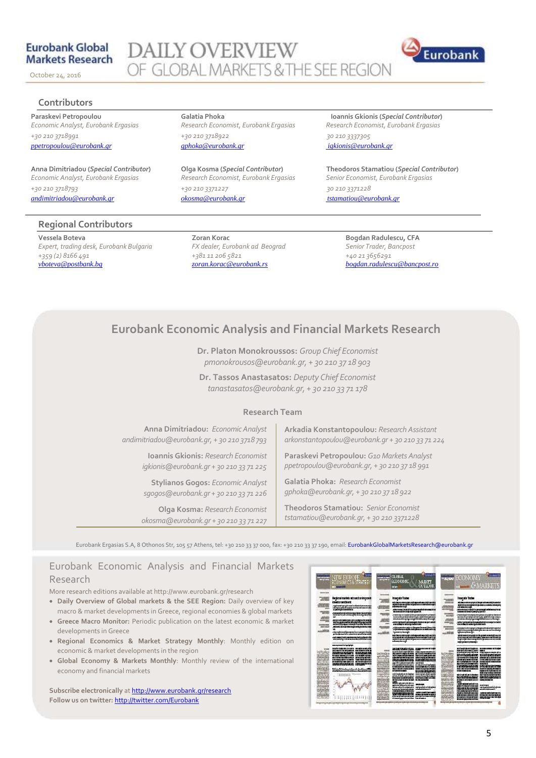## Contributors

**Paraskevi Petropoulou**
*Economic Analyst, Eurobank Ergasias*
*+30 210 3718991*
*ppetropoulou@eurobank.gr*

**Galatia Phoka**
*Research Economist, Eurobank Ergasias*
*+30 210 3718922*
*gphoka@eurobank.gr*

**Ioannis Gkionis (*Special Contributor*)**
*Research Economist, Eurobank Ergasias*
*30 210 3337305*
*igkionis@eurobank.gr*

**Anna Dimitriadou (*Special Contributor*)**
*Economic Analyst, Eurobank Ergasias*
*+30 210 3718793*
*andimitriadou@eurobank.gr*

**Olga Kosma (*Special Contributor*)**
*Research Economist, Eurobank Ergasias*
*+30 210 3371227*
*okosma@eurobank.gr*

**Theodoros Stamatiou (*Special Contributor*)**
*Senior Economist, Eurobank Ergasias*
*30 210 3371228*
*tstamatiou@eurobank.gr*

## Regional Contributors

**Vessela Boteva**
*Expert, trading desk, Eurobank Bulgaria*
*+359 (2) 8166 491*
*vboteva@postbank.bg*

**Zoran Korac**
*FX dealer, Eurobank ad Beograd*
*+381 11 206 5821*
*zoran.korac@eurobank.rs*

**Bogdan Radulescu, CFA**
*Senior Trader, Bancpost*
*+40 21 3656291*
*bogdan.radulescu@bancpost.ro*

## Eurobank Economic Analysis and Financial Markets Research

**Dr. Platon Monokroussos:** *Group Chief Economist*
*pmonokrousos@eurobank.gr, + 30 210 37 18 903*

**Dr. Tassos Anastasatos:** *Deputy Chief Economist*
*tanastasatos@eurobank.gr, + 30 210 33 71 178*

### Research Team

**Anna Dimitriadou:** *Economic Analyst*
*andimitriadou@eurobank.gr, + 30 210 3718 793*

**Ioannis Gkionis:** *Research Economist*
*igkionis@eurobank.gr + 30 210 33 71 225*

**Stylianos Gogos:** *Economic Analyst*
*sgogos@eurobank.gr + 30 210 33 71 226*

**Olga Kosma:** *Research Economist*
*okosma@eurobank.gr + 30 210 33 71 227*

**Arkadia Konstantopoulou:** *Research Assistant*
*arkonstantopoulou@eurobank.gr + 30 210 33 71 224*

**Paraskevi Petropoulou:** *G10 Markets Analyst*
*ppetropoulou@eurobank.gr, + 30 210 37 18 991*

**Galatia Phoka:** *Research Economist*
*gphoka@eurobank.gr, + 30 210 37 18 922*

**Theodoros Stamatiou:** *Senior Economist*
*tstamatiou@eurobank.gr, + 30 210 3371228*

Eurobank Ergasias S.A, 8 Othonos Str, 105 57 Athens, tel: +30 210 33 37 000, fax: +30 210 33 37 190, email: EurobankGlobalMarketsResearch@eurobank.gr

## Eurobank Economic Analysis and Financial Markets Research

More research editions available at http://www.eurobank.gr/research

- **Daily Overview of Global markets & the SEE Region:** Daily overview of key macro & market developments in Greece, regional economies & global markets
- **Greece Macro Monitor:** Periodic publication on the latest economic & market developments in Greece
- **Regional Economics & Market Strategy Monthly**: Monthly edition on economic & market developments in the region
- **Global Economy & Markets Monthly**: Monthly review of the international economy and financial markets

**Subscribe electronically** at http://www.eurobank.gr/research
**Follow us on twitter:** http://twitter.com/Eurobank